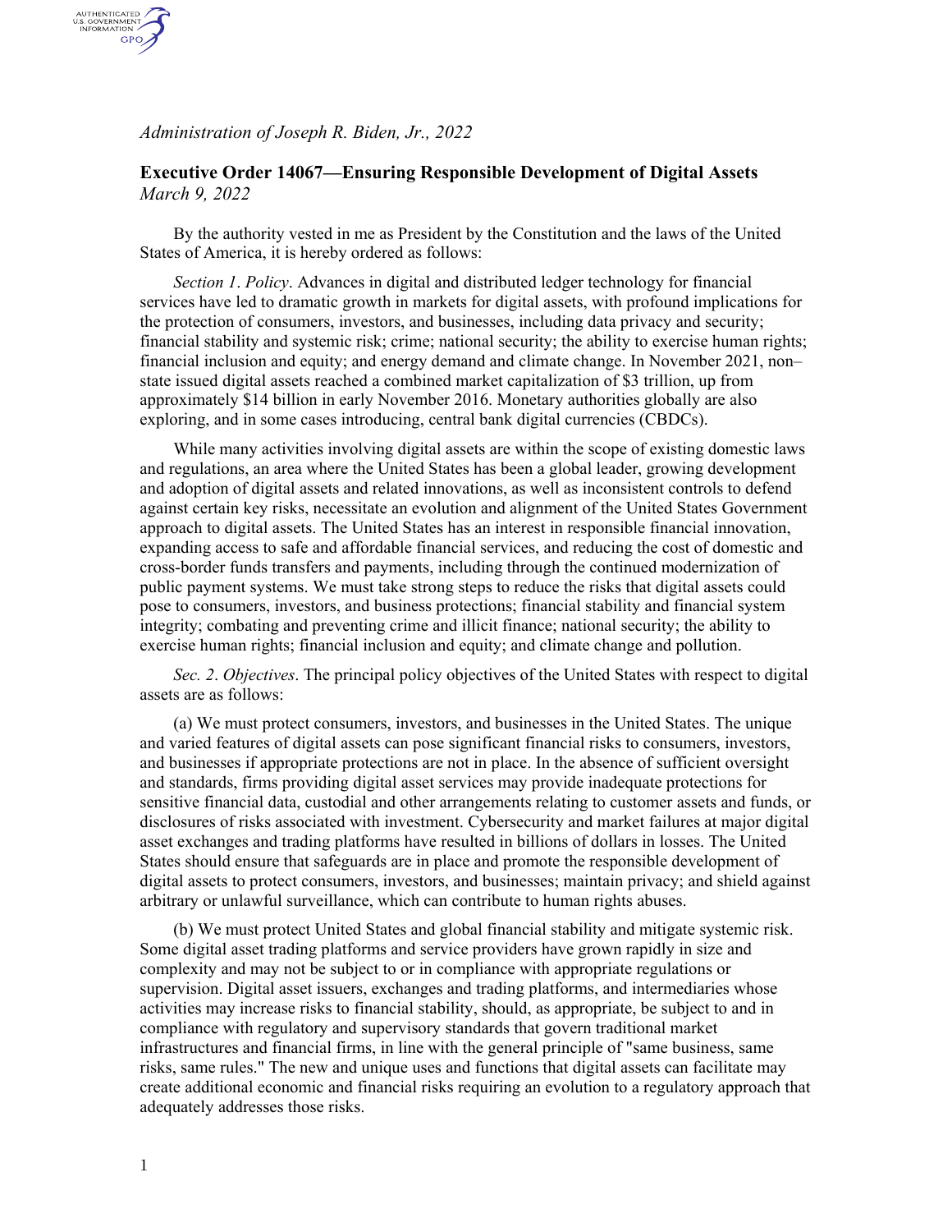*Administration of Joseph R. Biden, Jr., 2022*

## Executive Order 14067—Ensuring Responsible Development of Digital Assets

*March 9, 2022*

By the authority vested in me as President by the Constitution and the laws of the United States of America, it is hereby ordered as follows:

*Section 1*. *Policy*. Advances in digital and distributed ledger technology for financial services have led to dramatic growth in markets for digital assets, with profound implications for the protection of consumers, investors, and businesses, including data privacy and security; financial stability and systemic risk; crime; national security; the ability to exercise human rights; financial inclusion and equity; and energy demand and climate change. In November 2021, non–state issued digital assets reached a combined market capitalization of $3 trillion, up from approximately $14 billion in early November 2016. Monetary authorities globally are also exploring, and in some cases introducing, central bank digital currencies (CBDCs).

While many activities involving digital assets are within the scope of existing domestic laws and regulations, an area where the United States has been a global leader, growing development and adoption of digital assets and related innovations, as well as inconsistent controls to defend against certain key risks, necessitate an evolution and alignment of the United States Government approach to digital assets. The United States has an interest in responsible financial innovation, expanding access to safe and affordable financial services, and reducing the cost of domestic and cross-border funds transfers and payments, including through the continued modernization of public payment systems. We must take strong steps to reduce the risks that digital assets could pose to consumers, investors, and business protections; financial stability and financial system integrity; combating and preventing crime and illicit finance; national security; the ability to exercise human rights; financial inclusion and equity; and climate change and pollution.

*Sec. 2*. *Objectives*. The principal policy objectives of the United States with respect to digital assets are as follows:

(a) We must protect consumers, investors, and businesses in the United States. The unique and varied features of digital assets can pose significant financial risks to consumers, investors, and businesses if appropriate protections are not in place. In the absence of sufficient oversight and standards, firms providing digital asset services may provide inadequate protections for sensitive financial data, custodial and other arrangements relating to customer assets and funds, or disclosures of risks associated with investment. Cybersecurity and market failures at major digital asset exchanges and trading platforms have resulted in billions of dollars in losses. The United States should ensure that safeguards are in place and promote the responsible development of digital assets to protect consumers, investors, and businesses; maintain privacy; and shield against arbitrary or unlawful surveillance, which can contribute to human rights abuses.

(b) We must protect United States and global financial stability and mitigate systemic risk. Some digital asset trading platforms and service providers have grown rapidly in size and complexity and may not be subject to or in compliance with appropriate regulations or supervision. Digital asset issuers, exchanges and trading platforms, and intermediaries whose activities may increase risks to financial stability, should, as appropriate, be subject to and in compliance with regulatory and supervisory standards that govern traditional market infrastructures and financial firms, in line with the general principle of "same business, same risks, same rules." The new and unique uses and functions that digital assets can facilitate may create additional economic and financial risks requiring an evolution to a regulatory approach that adequately addresses those risks.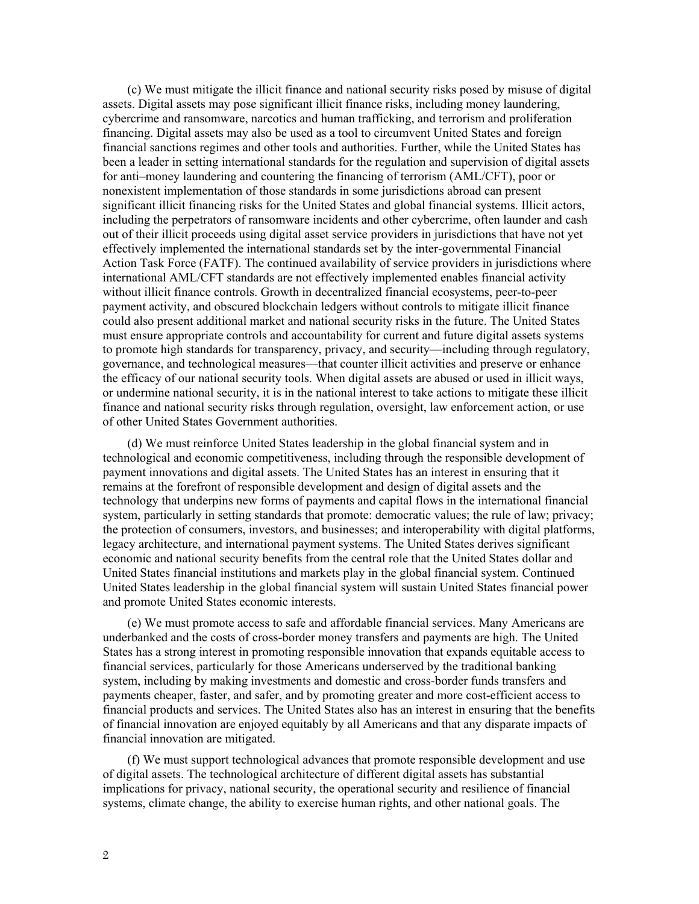(c) We must mitigate the illicit finance and national security risks posed by misuse of digital assets. Digital assets may pose significant illicit finance risks, including money laundering, cybercrime and ransomware, narcotics and human trafficking, and terrorism and proliferation financing. Digital assets may also be used as a tool to circumvent United States and foreign financial sanctions regimes and other tools and authorities. Further, while the United States has been a leader in setting international standards for the regulation and supervision of digital assets for anti–money laundering and countering the financing of terrorism (AML/CFT), poor or nonexistent implementation of those standards in some jurisdictions abroad can present significant illicit financing risks for the United States and global financial systems. Illicit actors, including the perpetrators of ransomware incidents and other cybercrime, often launder and cash out of their illicit proceeds using digital asset service providers in jurisdictions that have not yet effectively implemented the international standards set by the inter-governmental Financial Action Task Force (FATF). The continued availability of service providers in jurisdictions where international AML/CFT standards are not effectively implemented enables financial activity without illicit finance controls. Growth in decentralized financial ecosystems, peer-to-peer payment activity, and obscured blockchain ledgers without controls to mitigate illicit finance could also present additional market and national security risks in the future. The United States must ensure appropriate controls and accountability for current and future digital assets systems to promote high standards for transparency, privacy, and security—including through regulatory, governance, and technological measures—that counter illicit activities and preserve or enhance the efficacy of our national security tools. When digital assets are abused or used in illicit ways, or undermine national security, it is in the national interest to take actions to mitigate these illicit finance and national security risks through regulation, oversight, law enforcement action, or use of other United States Government authorities.

(d) We must reinforce United States leadership in the global financial system and in technological and economic competitiveness, including through the responsible development of payment innovations and digital assets. The United States has an interest in ensuring that it remains at the forefront of responsible development and design of digital assets and the technology that underpins new forms of payments and capital flows in the international financial system, particularly in setting standards that promote: democratic values; the rule of law; privacy; the protection of consumers, investors, and businesses; and interoperability with digital platforms, legacy architecture, and international payment systems. The United States derives significant economic and national security benefits from the central role that the United States dollar and United States financial institutions and markets play in the global financial system. Continued United States leadership in the global financial system will sustain United States financial power and promote United States economic interests.

(e) We must promote access to safe and affordable financial services. Many Americans are underbanked and the costs of cross-border money transfers and payments are high. The United States has a strong interest in promoting responsible innovation that expands equitable access to financial services, particularly for those Americans underserved by the traditional banking system, including by making investments and domestic and cross-border funds transfers and payments cheaper, faster, and safer, and by promoting greater and more cost-efficient access to financial products and services. The United States also has an interest in ensuring that the benefits of financial innovation are enjoyed equitably by all Americans and that any disparate impacts of financial innovation are mitigated.

(f) We must support technological advances that promote responsible development and use of digital assets. The technological architecture of different digital assets has substantial implications for privacy, national security, the operational security and resilience of financial systems, climate change, the ability to exercise human rights, and other national goals. The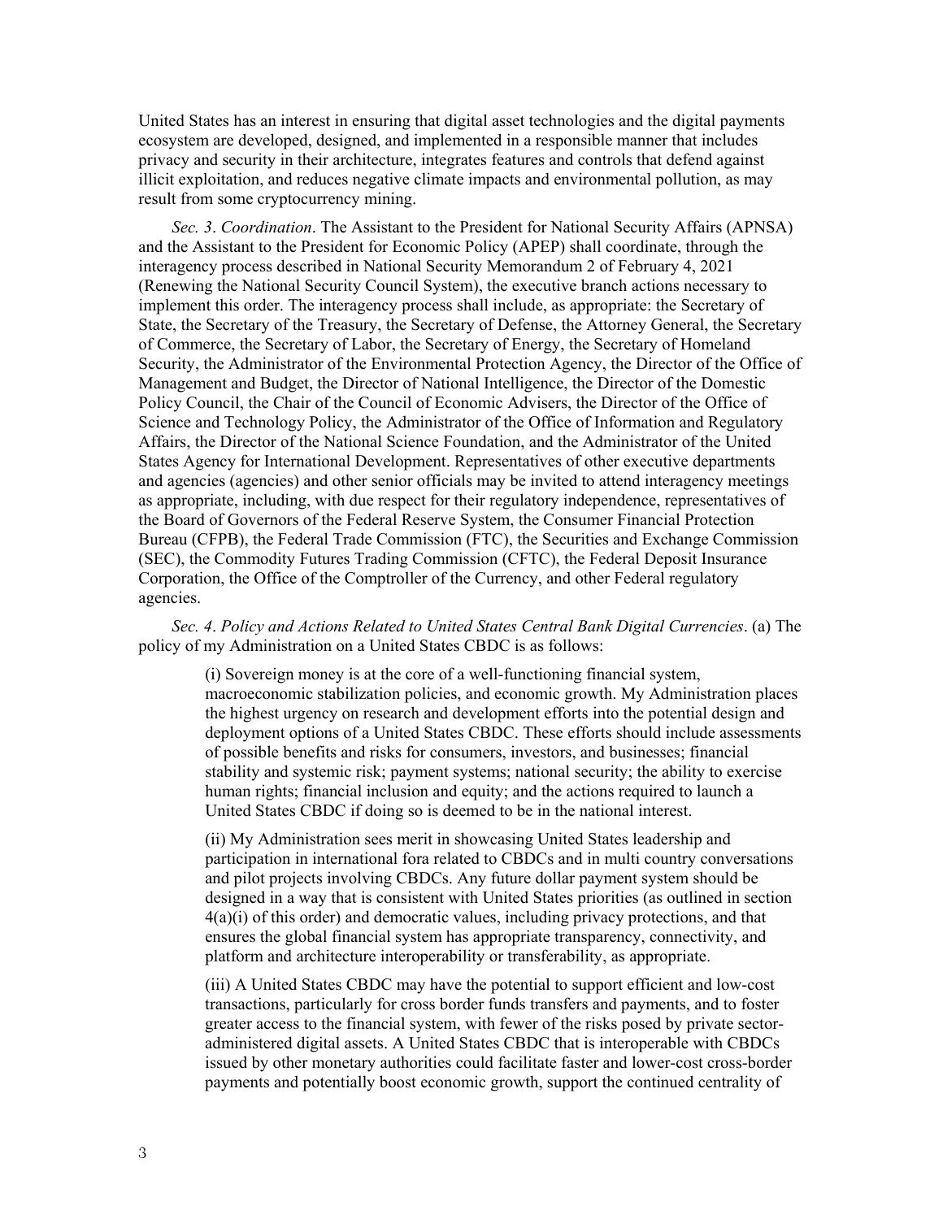United States has an interest in ensuring that digital asset technologies and the digital payments ecosystem are developed, designed, and implemented in a responsible manner that includes privacy and security in their architecture, integrates features and controls that defend against illicit exploitation, and reduces negative climate impacts and environmental pollution, as may result from some cryptocurrency mining.

*Sec. 3*. *Coordination*. The Assistant to the President for National Security Affairs (APNSA) and the Assistant to the President for Economic Policy (APEP) shall coordinate, through the interagency process described in National Security Memorandum 2 of February 4, 2021 (Renewing the National Security Council System), the executive branch actions necessary to implement this order. The interagency process shall include, as appropriate: the Secretary of State, the Secretary of the Treasury, the Secretary of Defense, the Attorney General, the Secretary of Commerce, the Secretary of Labor, the Secretary of Energy, the Secretary of Homeland Security, the Administrator of the Environmental Protection Agency, the Director of the Office of Management and Budget, the Director of National Intelligence, the Director of the Domestic Policy Council, the Chair of the Council of Economic Advisers, the Director of the Office of Science and Technology Policy, the Administrator of the Office of Information and Regulatory Affairs, the Director of the National Science Foundation, and the Administrator of the United States Agency for International Development. Representatives of other executive departments and agencies (agencies) and other senior officials may be invited to attend interagency meetings as appropriate, including, with due respect for their regulatory independence, representatives of the Board of Governors of the Federal Reserve System, the Consumer Financial Protection Bureau (CFPB), the Federal Trade Commission (FTC), the Securities and Exchange Commission (SEC), the Commodity Futures Trading Commission (CFTC), the Federal Deposit Insurance Corporation, the Office of the Comptroller of the Currency, and other Federal regulatory agencies.

*Sec. 4*. *Policy and Actions Related to United States Central Bank Digital Currencies*. (a) The policy of my Administration on a United States CBDC is as follows:

(i) Sovereign money is at the core of a well-functioning financial system, macroeconomic stabilization policies, and economic growth. My Administration places the highest urgency on research and development efforts into the potential design and deployment options of a United States CBDC. These efforts should include assessments of possible benefits and risks for consumers, investors, and businesses; financial stability and systemic risk; payment systems; national security; the ability to exercise human rights; financial inclusion and equity; and the actions required to launch a United States CBDC if doing so is deemed to be in the national interest.

(ii) My Administration sees merit in showcasing United States leadership and participation in international fora related to CBDCs and in multi country conversations and pilot projects involving CBDCs. Any future dollar payment system should be designed in a way that is consistent with United States priorities (as outlined in section 4(a)(i) of this order) and democratic values, including privacy protections, and that ensures the global financial system has appropriate transparency, connectivity, and platform and architecture interoperability or transferability, as appropriate.

(iii) A United States CBDC may have the potential to support efficient and low-cost transactions, particularly for cross border funds transfers and payments, and to foster greater access to the financial system, with fewer of the risks posed by private sector-administered digital assets. A United States CBDC that is interoperable with CBDCs issued by other monetary authorities could facilitate faster and lower-cost cross-border payments and potentially boost economic growth, support the continued centrality of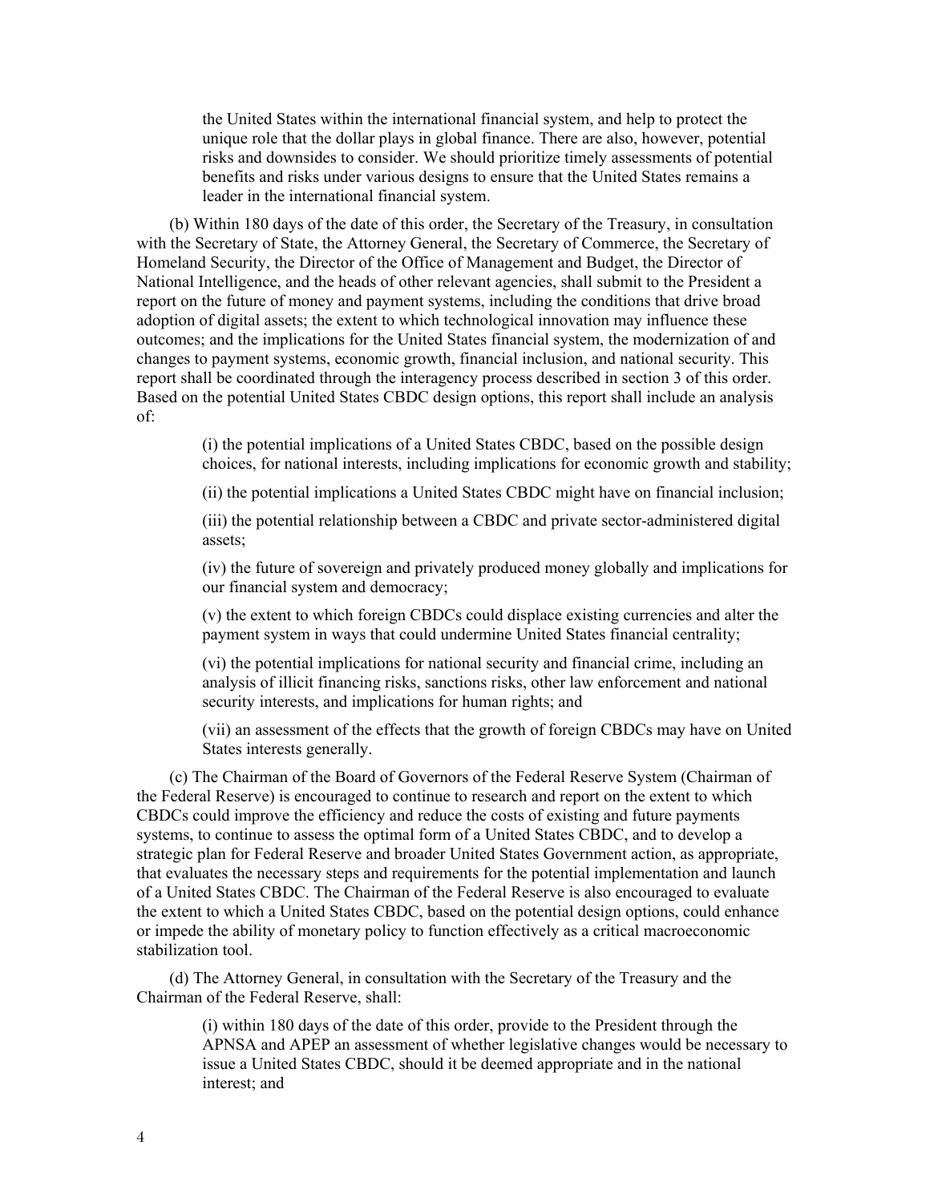the United States within the international financial system, and help to protect the unique role that the dollar plays in global finance. There are also, however, potential risks and downsides to consider. We should prioritize timely assessments of potential benefits and risks under various designs to ensure that the United States remains a leader in the international financial system.

(b) Within 180 days of the date of this order, the Secretary of the Treasury, in consultation with the Secretary of State, the Attorney General, the Secretary of Commerce, the Secretary of Homeland Security, the Director of the Office of Management and Budget, the Director of National Intelligence, and the heads of other relevant agencies, shall submit to the President a report on the future of money and payment systems, including the conditions that drive broad adoption of digital assets; the extent to which technological innovation may influence these outcomes; and the implications for the United States financial system, the modernization of and changes to payment systems, economic growth, financial inclusion, and national security. This report shall be coordinated through the interagency process described in section 3 of this order. Based on the potential United States CBDC design options, this report shall include an analysis of:

(i) the potential implications of a United States CBDC, based on the possible design choices, for national interests, including implications for economic growth and stability;

(ii) the potential implications a United States CBDC might have on financial inclusion;

(iii) the potential relationship between a CBDC and private sector-administered digital assets;

(iv) the future of sovereign and privately produced money globally and implications for our financial system and democracy;

(v) the extent to which foreign CBDCs could displace existing currencies and alter the payment system in ways that could undermine United States financial centrality;

(vi) the potential implications for national security and financial crime, including an analysis of illicit financing risks, sanctions risks, other law enforcement and national security interests, and implications for human rights; and

(vii) an assessment of the effects that the growth of foreign CBDCs may have on United States interests generally.

(c) The Chairman of the Board of Governors of the Federal Reserve System (Chairman of the Federal Reserve) is encouraged to continue to research and report on the extent to which CBDCs could improve the efficiency and reduce the costs of existing and future payments systems, to continue to assess the optimal form of a United States CBDC, and to develop a strategic plan for Federal Reserve and broader United States Government action, as appropriate, that evaluates the necessary steps and requirements for the potential implementation and launch of a United States CBDC. The Chairman of the Federal Reserve is also encouraged to evaluate the extent to which a United States CBDC, based on the potential design options, could enhance or impede the ability of monetary policy to function effectively as a critical macroeconomic stabilization tool.

(d) The Attorney General, in consultation with the Secretary of the Treasury and the Chairman of the Federal Reserve, shall:

(i) within 180 days of the date of this order, provide to the President through the APNSA and APEP an assessment of whether legislative changes would be necessary to issue a United States CBDC, should it be deemed appropriate and in the national interest; and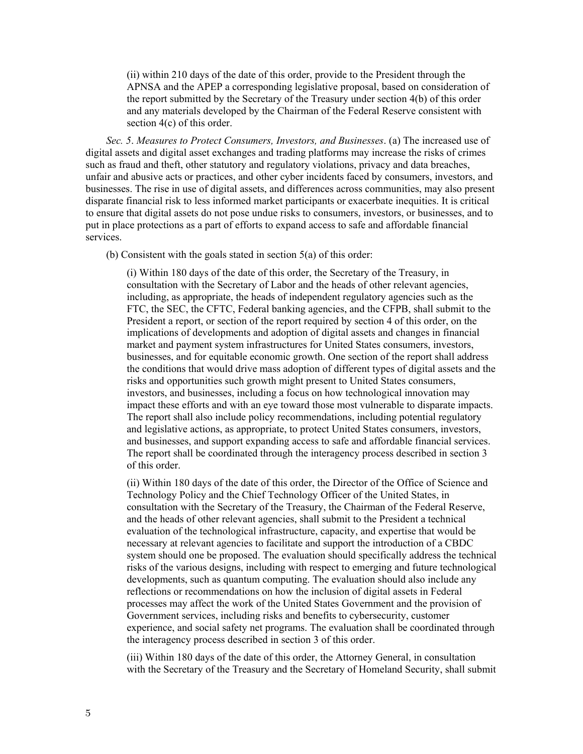(ii) within 210 days of the date of this order, provide to the President through the APNSA and the APEP a corresponding legislative proposal, based on consideration of the report submitted by the Secretary of the Treasury under section 4(b) of this order and any materials developed by the Chairman of the Federal Reserve consistent with section 4(c) of this order.

*Sec. 5*. *Measures to Protect Consumers, Investors, and Businesses*. (a) The increased use of digital assets and digital asset exchanges and trading platforms may increase the risks of crimes such as fraud and theft, other statutory and regulatory violations, privacy and data breaches, unfair and abusive acts or practices, and other cyber incidents faced by consumers, investors, and businesses. The rise in use of digital assets, and differences across communities, may also present disparate financial risk to less informed market participants or exacerbate inequities. It is critical to ensure that digital assets do not pose undue risks to consumers, investors, or businesses, and to put in place protections as a part of efforts to expand access to safe and affordable financial services.

(b) Consistent with the goals stated in section 5(a) of this order:

(i) Within 180 days of the date of this order, the Secretary of the Treasury, in consultation with the Secretary of Labor and the heads of other relevant agencies, including, as appropriate, the heads of independent regulatory agencies such as the FTC, the SEC, the CFTC, Federal banking agencies, and the CFPB, shall submit to the President a report, or section of the report required by section 4 of this order, on the implications of developments and adoption of digital assets and changes in financial market and payment system infrastructures for United States consumers, investors, businesses, and for equitable economic growth. One section of the report shall address the conditions that would drive mass adoption of different types of digital assets and the risks and opportunities such growth might present to United States consumers, investors, and businesses, including a focus on how technological innovation may impact these efforts and with an eye toward those most vulnerable to disparate impacts. The report shall also include policy recommendations, including potential regulatory and legislative actions, as appropriate, to protect United States consumers, investors, and businesses, and support expanding access to safe and affordable financial services. The report shall be coordinated through the interagency process described in section 3 of this order.

(ii) Within 180 days of the date of this order, the Director of the Office of Science and Technology Policy and the Chief Technology Officer of the United States, in consultation with the Secretary of the Treasury, the Chairman of the Federal Reserve, and the heads of other relevant agencies, shall submit to the President a technical evaluation of the technological infrastructure, capacity, and expertise that would be necessary at relevant agencies to facilitate and support the introduction of a CBDC system should one be proposed. The evaluation should specifically address the technical risks of the various designs, including with respect to emerging and future technological developments, such as quantum computing. The evaluation should also include any reflections or recommendations on how the inclusion of digital assets in Federal processes may affect the work of the United States Government and the provision of Government services, including risks and benefits to cybersecurity, customer experience, and social safety net programs. The evaluation shall be coordinated through the interagency process described in section 3 of this order.

(iii) Within 180 days of the date of this order, the Attorney General, in consultation with the Secretary of the Treasury and the Secretary of Homeland Security, shall submit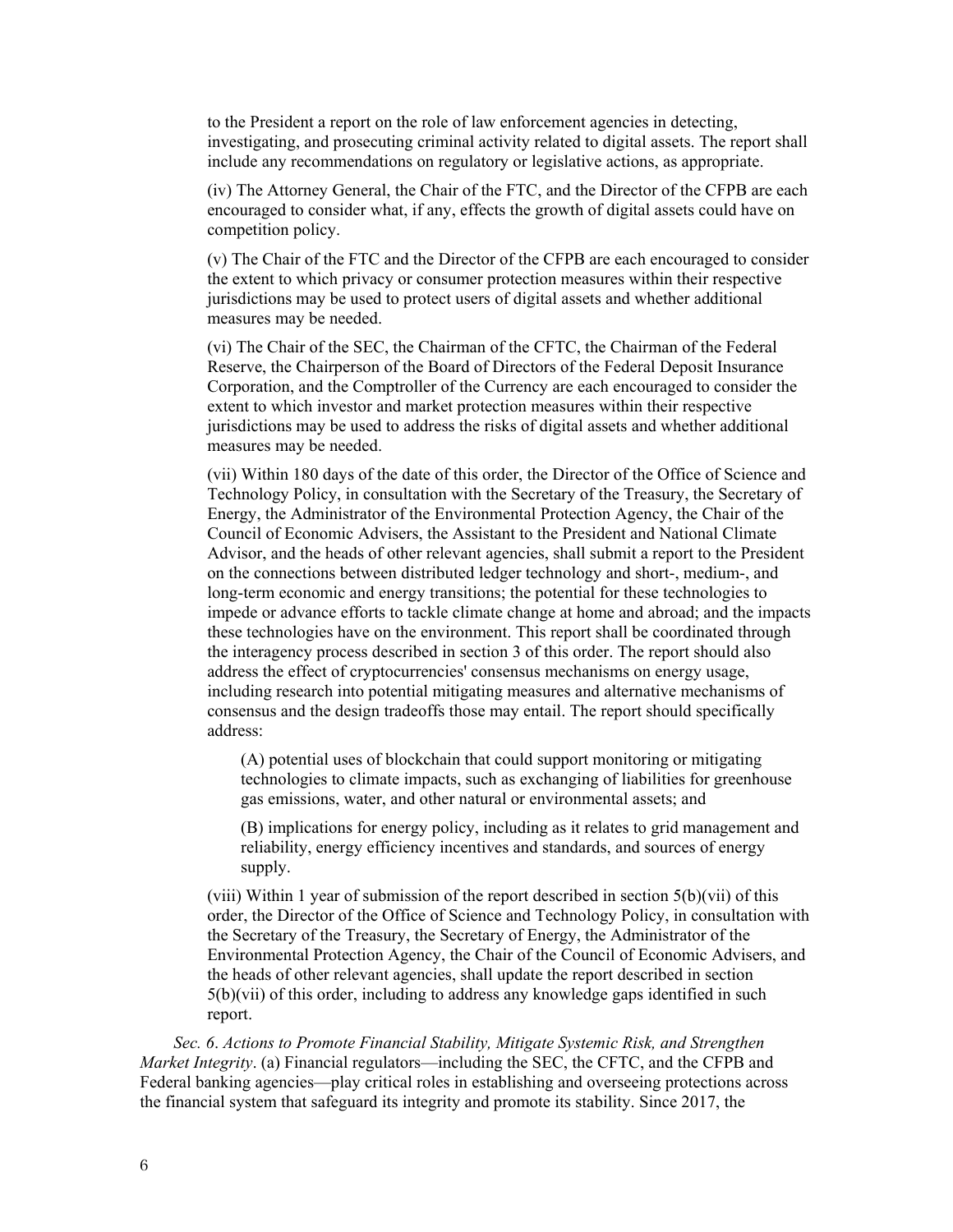to the President a report on the role of law enforcement agencies in detecting, investigating, and prosecuting criminal activity related to digital assets. The report shall include any recommendations on regulatory or legislative actions, as appropriate.

(iv) The Attorney General, the Chair of the FTC, and the Director of the CFPB are each encouraged to consider what, if any, effects the growth of digital assets could have on competition policy.

(v) The Chair of the FTC and the Director of the CFPB are each encouraged to consider the extent to which privacy or consumer protection measures within their respective jurisdictions may be used to protect users of digital assets and whether additional measures may be needed.

(vi) The Chair of the SEC, the Chairman of the CFTC, the Chairman of the Federal Reserve, the Chairperson of the Board of Directors of the Federal Deposit Insurance Corporation, and the Comptroller of the Currency are each encouraged to consider the extent to which investor and market protection measures within their respective jurisdictions may be used to address the risks of digital assets and whether additional measures may be needed.

(vii) Within 180 days of the date of this order, the Director of the Office of Science and Technology Policy, in consultation with the Secretary of the Treasury, the Secretary of Energy, the Administrator of the Environmental Protection Agency, the Chair of the Council of Economic Advisers, the Assistant to the President and National Climate Advisor, and the heads of other relevant agencies, shall submit a report to the President on the connections between distributed ledger technology and short-, medium-, and long-term economic and energy transitions; the potential for these technologies to impede or advance efforts to tackle climate change at home and abroad; and the impacts these technologies have on the environment. This report shall be coordinated through the interagency process described in section 3 of this order. The report should also address the effect of cryptocurrencies' consensus mechanisms on energy usage, including research into potential mitigating measures and alternative mechanisms of consensus and the design tradeoffs those may entail. The report should specifically address:

(A) potential uses of blockchain that could support monitoring or mitigating technologies to climate impacts, such as exchanging of liabilities for greenhouse gas emissions, water, and other natural or environmental assets; and

(B) implications for energy policy, including as it relates to grid management and reliability, energy efficiency incentives and standards, and sources of energy supply.

(viii) Within 1 year of submission of the report described in section 5(b)(vii) of this order, the Director of the Office of Science and Technology Policy, in consultation with the Secretary of the Treasury, the Secretary of Energy, the Administrator of the Environmental Protection Agency, the Chair of the Council of Economic Advisers, and the heads of other relevant agencies, shall update the report described in section 5(b)(vii) of this order, including to address any knowledge gaps identified in such report.

*Sec. 6. Actions to Promote Financial Stability, Mitigate Systemic Risk, and Strengthen Market Integrity*. (a) Financial regulators—including the SEC, the CFTC, and the CFPB and Federal banking agencies—play critical roles in establishing and overseeing protections across the financial system that safeguard its integrity and promote its stability. Since 2017, the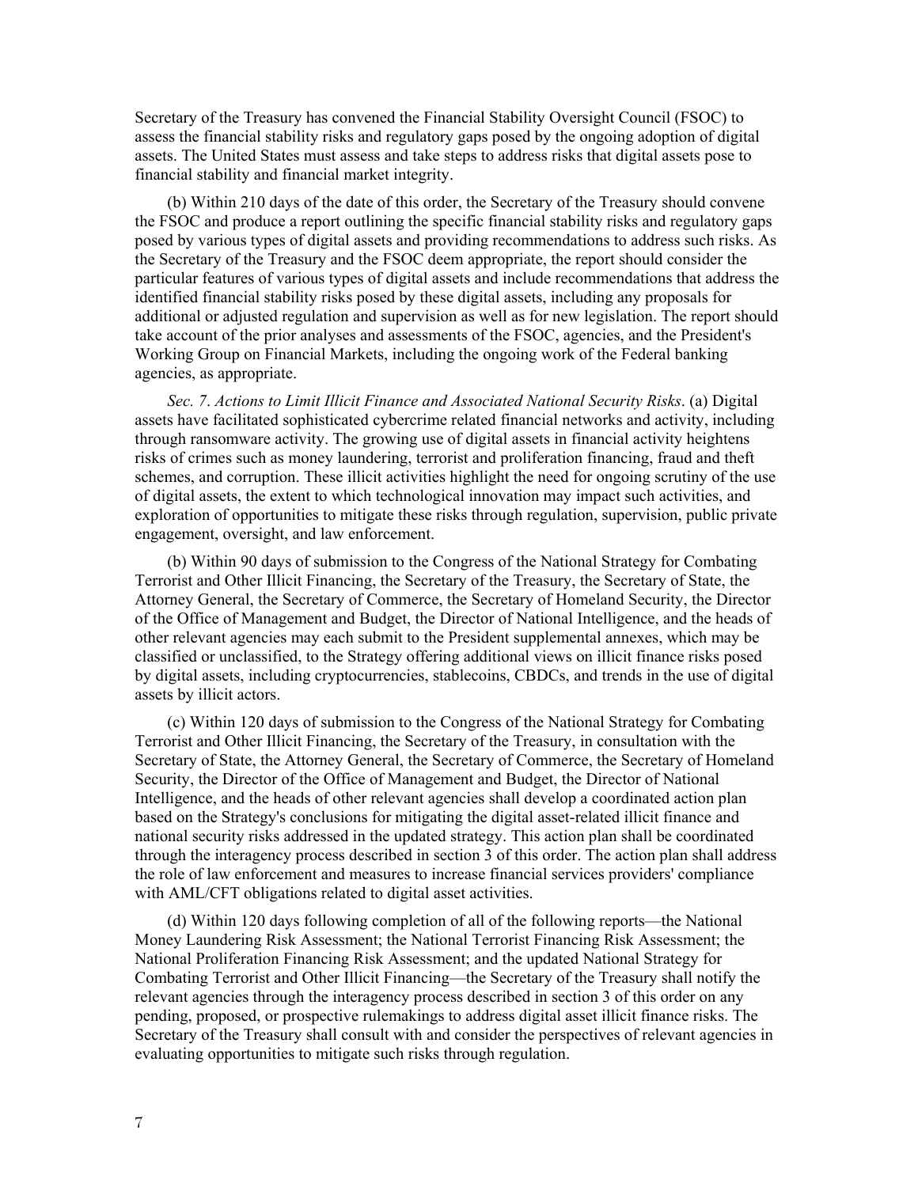Secretary of the Treasury has convened the Financial Stability Oversight Council (FSOC) to assess the financial stability risks and regulatory gaps posed by the ongoing adoption of digital assets. The United States must assess and take steps to address risks that digital assets pose to financial stability and financial market integrity.

(b) Within 210 days of the date of this order, the Secretary of the Treasury should convene the FSOC and produce a report outlining the specific financial stability risks and regulatory gaps posed by various types of digital assets and providing recommendations to address such risks. As the Secretary of the Treasury and the FSOC deem appropriate, the report should consider the particular features of various types of digital assets and include recommendations that address the identified financial stability risks posed by these digital assets, including any proposals for additional or adjusted regulation and supervision as well as for new legislation. The report should take account of the prior analyses and assessments of the FSOC, agencies, and the President's Working Group on Financial Markets, including the ongoing work of the Federal banking agencies, as appropriate.

*Sec. 7*. *Actions to Limit Illicit Finance and Associated National Security Risks*. (a) Digital assets have facilitated sophisticated cybercrime related financial networks and activity, including through ransomware activity. The growing use of digital assets in financial activity heightens risks of crimes such as money laundering, terrorist and proliferation financing, fraud and theft schemes, and corruption. These illicit activities highlight the need for ongoing scrutiny of the use of digital assets, the extent to which technological innovation may impact such activities, and exploration of opportunities to mitigate these risks through regulation, supervision, public private engagement, oversight, and law enforcement.

(b) Within 90 days of submission to the Congress of the National Strategy for Combating Terrorist and Other Illicit Financing, the Secretary of the Treasury, the Secretary of State, the Attorney General, the Secretary of Commerce, the Secretary of Homeland Security, the Director of the Office of Management and Budget, the Director of National Intelligence, and the heads of other relevant agencies may each submit to the President supplemental annexes, which may be classified or unclassified, to the Strategy offering additional views on illicit finance risks posed by digital assets, including cryptocurrencies, stablecoins, CBDCs, and trends in the use of digital assets by illicit actors.

(c) Within 120 days of submission to the Congress of the National Strategy for Combating Terrorist and Other Illicit Financing, the Secretary of the Treasury, in consultation with the Secretary of State, the Attorney General, the Secretary of Commerce, the Secretary of Homeland Security, the Director of the Office of Management and Budget, the Director of National Intelligence, and the heads of other relevant agencies shall develop a coordinated action plan based on the Strategy's conclusions for mitigating the digital asset-related illicit finance and national security risks addressed in the updated strategy. This action plan shall be coordinated through the interagency process described in section 3 of this order. The action plan shall address the role of law enforcement and measures to increase financial services providers' compliance with AML/CFT obligations related to digital asset activities.

(d) Within 120 days following completion of all of the following reports—the National Money Laundering Risk Assessment; the National Terrorist Financing Risk Assessment; the National Proliferation Financing Risk Assessment; and the updated National Strategy for Combating Terrorist and Other Illicit Financing—the Secretary of the Treasury shall notify the relevant agencies through the interagency process described in section 3 of this order on any pending, proposed, or prospective rulemakings to address digital asset illicit finance risks. The Secretary of the Treasury shall consult with and consider the perspectives of relevant agencies in evaluating opportunities to mitigate such risks through regulation.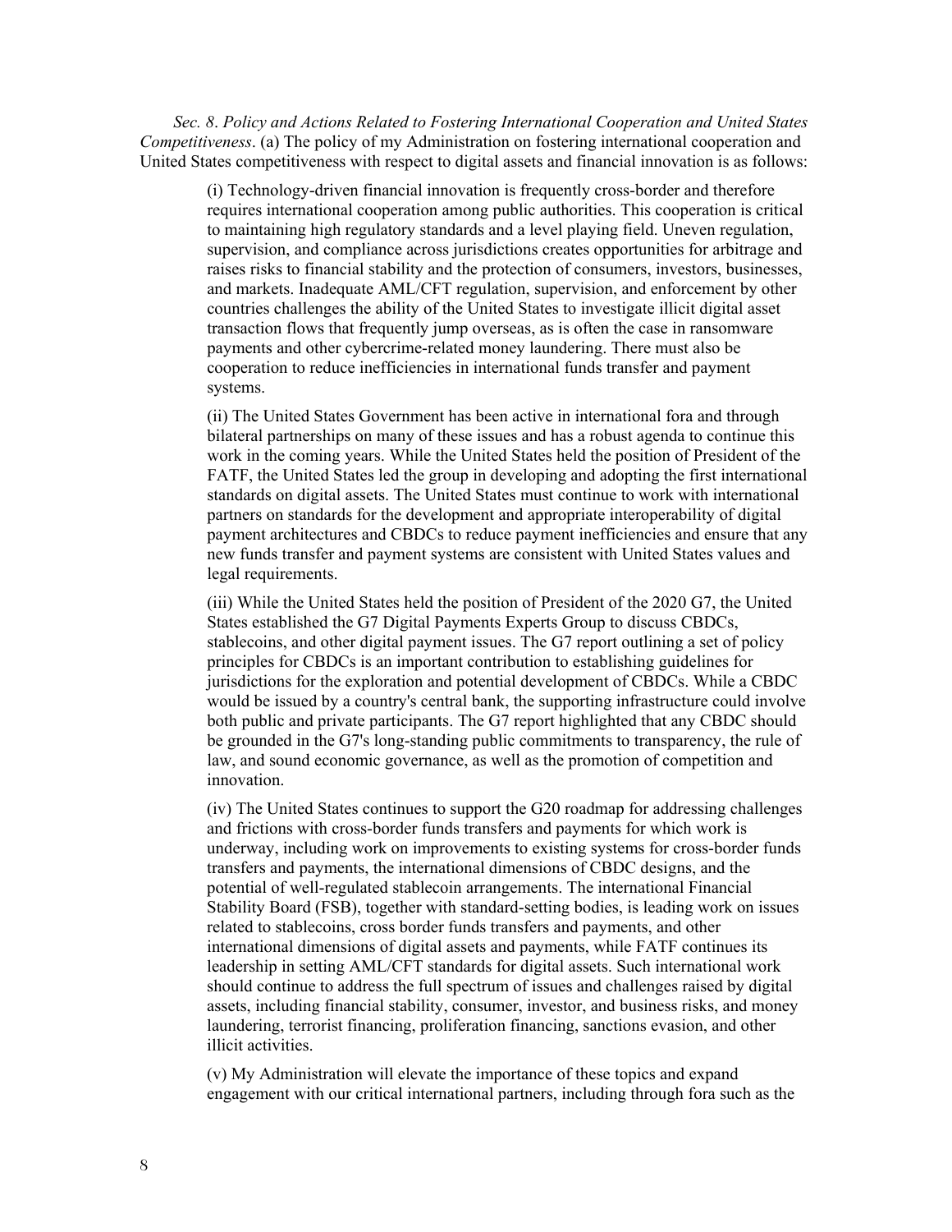*Sec. 8. Policy and Actions Related to Fostering International Cooperation and United States Competitiveness*. (a) The policy of my Administration on fostering international cooperation and United States competitiveness with respect to digital assets and financial innovation is as follows:

(i) Technology-driven financial innovation is frequently cross-border and therefore requires international cooperation among public authorities. This cooperation is critical to maintaining high regulatory standards and a level playing field. Uneven regulation, supervision, and compliance across jurisdictions creates opportunities for arbitrage and raises risks to financial stability and the protection of consumers, investors, businesses, and markets. Inadequate AML/CFT regulation, supervision, and enforcement by other countries challenges the ability of the United States to investigate illicit digital asset transaction flows that frequently jump overseas, as is often the case in ransomware payments and other cybercrime-related money laundering. There must also be cooperation to reduce inefficiencies in international funds transfer and payment systems.

(ii) The United States Government has been active in international fora and through bilateral partnerships on many of these issues and has a robust agenda to continue this work in the coming years. While the United States held the position of President of the FATF, the United States led the group in developing and adopting the first international standards on digital assets. The United States must continue to work with international partners on standards for the development and appropriate interoperability of digital payment architectures and CBDCs to reduce payment inefficiencies and ensure that any new funds transfer and payment systems are consistent with United States values and legal requirements.

(iii) While the United States held the position of President of the 2020 G7, the United States established the G7 Digital Payments Experts Group to discuss CBDCs, stablecoins, and other digital payment issues. The G7 report outlining a set of policy principles for CBDCs is an important contribution to establishing guidelines for jurisdictions for the exploration and potential development of CBDCs. While a CBDC would be issued by a country's central bank, the supporting infrastructure could involve both public and private participants. The G7 report highlighted that any CBDC should be grounded in the G7's long-standing public commitments to transparency, the rule of law, and sound economic governance, as well as the promotion of competition and innovation.

(iv) The United States continues to support the G20 roadmap for addressing challenges and frictions with cross-border funds transfers and payments for which work is underway, including work on improvements to existing systems for cross-border funds transfers and payments, the international dimensions of CBDC designs, and the potential of well-regulated stablecoin arrangements. The international Financial Stability Board (FSB), together with standard-setting bodies, is leading work on issues related to stablecoins, cross border funds transfers and payments, and other international dimensions of digital assets and payments, while FATF continues its leadership in setting AML/CFT standards for digital assets. Such international work should continue to address the full spectrum of issues and challenges raised by digital assets, including financial stability, consumer, investor, and business risks, and money laundering, terrorist financing, proliferation financing, sanctions evasion, and other illicit activities.

(v) My Administration will elevate the importance of these topics and expand engagement with our critical international partners, including through fora such as the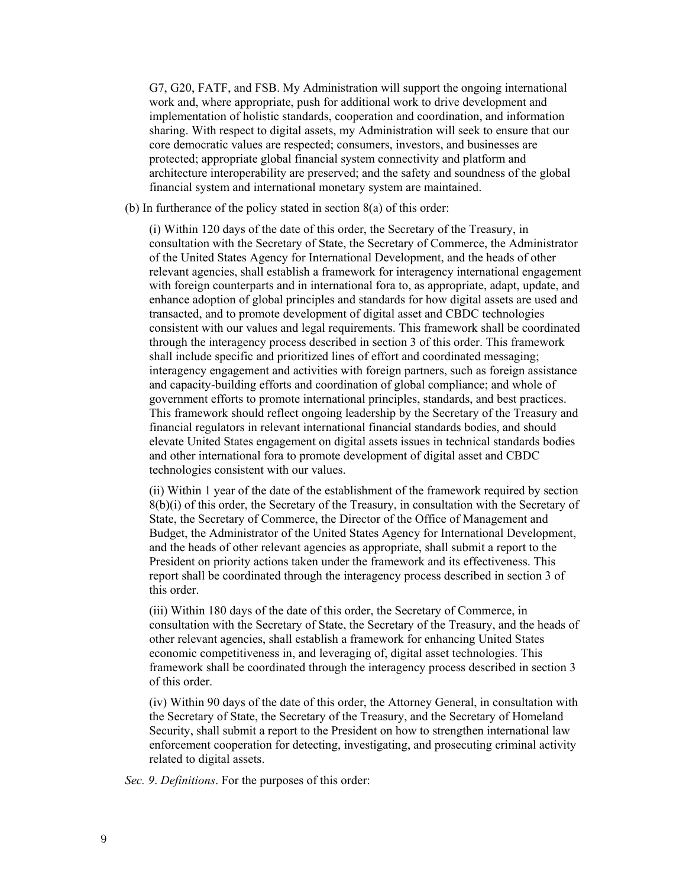G7, G20, FATF, and FSB. My Administration will support the ongoing international work and, where appropriate, push for additional work to drive development and implementation of holistic standards, cooperation and coordination, and information sharing. With respect to digital assets, my Administration will seek to ensure that our core democratic values are respected; consumers, investors, and businesses are protected; appropriate global financial system connectivity and platform and architecture interoperability are preserved; and the safety and soundness of the global financial system and international monetary system are maintained.

(b) In furtherance of the policy stated in section 8(a) of this order:

(i) Within 120 days of the date of this order, the Secretary of the Treasury, in consultation with the Secretary of State, the Secretary of Commerce, the Administrator of the United States Agency for International Development, and the heads of other relevant agencies, shall establish a framework for interagency international engagement with foreign counterparts and in international fora to, as appropriate, adapt, update, and enhance adoption of global principles and standards for how digital assets are used and transacted, and to promote development of digital asset and CBDC technologies consistent with our values and legal requirements. This framework shall be coordinated through the interagency process described in section 3 of this order. This framework shall include specific and prioritized lines of effort and coordinated messaging; interagency engagement and activities with foreign partners, such as foreign assistance and capacity-building efforts and coordination of global compliance; and whole of government efforts to promote international principles, standards, and best practices. This framework should reflect ongoing leadership by the Secretary of the Treasury and financial regulators in relevant international financial standards bodies, and should elevate United States engagement on digital assets issues in technical standards bodies and other international fora to promote development of digital asset and CBDC technologies consistent with our values.

(ii) Within 1 year of the date of the establishment of the framework required by section 8(b)(i) of this order, the Secretary of the Treasury, in consultation with the Secretary of State, the Secretary of Commerce, the Director of the Office of Management and Budget, the Administrator of the United States Agency for International Development, and the heads of other relevant agencies as appropriate, shall submit a report to the President on priority actions taken under the framework and its effectiveness. This report shall be coordinated through the interagency process described in section 3 of this order.

(iii) Within 180 days of the date of this order, the Secretary of Commerce, in consultation with the Secretary of State, the Secretary of the Treasury, and the heads of other relevant agencies, shall establish a framework for enhancing United States economic competitiveness in, and leveraging of, digital asset technologies. This framework shall be coordinated through the interagency process described in section 3 of this order.

(iv) Within 90 days of the date of this order, the Attorney General, in consultation with the Secretary of State, the Secretary of the Treasury, and the Secretary of Homeland Security, shall submit a report to the President on how to strengthen international law enforcement cooperation for detecting, investigating, and prosecuting criminal activity related to digital assets.

*Sec. 9*. *Definitions*. For the purposes of this order: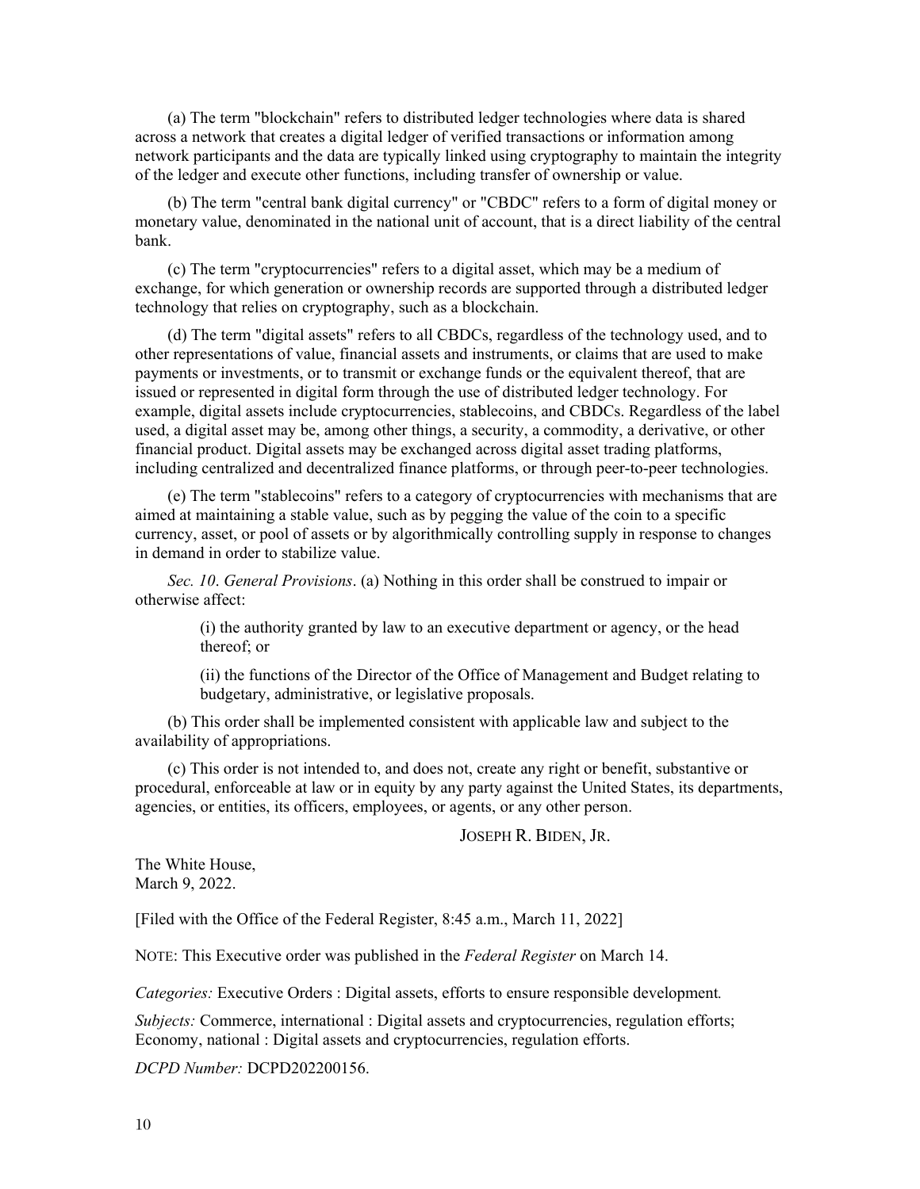(a) The term "blockchain" refers to distributed ledger technologies where data is shared across a network that creates a digital ledger of verified transactions or information among network participants and the data are typically linked using cryptography to maintain the integrity of the ledger and execute other functions, including transfer of ownership or value.

(b) The term "central bank digital currency" or "CBDC" refers to a form of digital money or monetary value, denominated in the national unit of account, that is a direct liability of the central bank.

(c) The term "cryptocurrencies" refers to a digital asset, which may be a medium of exchange, for which generation or ownership records are supported through a distributed ledger technology that relies on cryptography, such as a blockchain.

(d) The term "digital assets" refers to all CBDCs, regardless of the technology used, and to other representations of value, financial assets and instruments, or claims that are used to make payments or investments, or to transmit or exchange funds or the equivalent thereof, that are issued or represented in digital form through the use of distributed ledger technology. For example, digital assets include cryptocurrencies, stablecoins, and CBDCs. Regardless of the label used, a digital asset may be, among other things, a security, a commodity, a derivative, or other financial product. Digital assets may be exchanged across digital asset trading platforms, including centralized and decentralized finance platforms, or through peer-to-peer technologies.

(e) The term "stablecoins" refers to a category of cryptocurrencies with mechanisms that are aimed at maintaining a stable value, such as by pegging the value of the coin to a specific currency, asset, or pool of assets or by algorithmically controlling supply in response to changes in demand in order to stabilize value.

*Sec. 10*. *General Provisions*. (a) Nothing in this order shall be construed to impair or otherwise affect:

> (i) the authority granted by law to an executive department or agency, or the head thereof; or
>
> (ii) the functions of the Director of the Office of Management and Budget relating to budgetary, administrative, or legislative proposals.

(b) This order shall be implemented consistent with applicable law and subject to the availability of appropriations.

(c) This order is not intended to, and does not, create any right or benefit, substantive or procedural, enforceable at law or in equity by any party against the United States, its departments, agencies, or entities, its officers, employees, or agents, or any other person.

JOSEPH R. BIDEN, JR.

The White House,
March 9, 2022.

[Filed with the Office of the Federal Register, 8:45 a.m., March 11, 2022]

NOTE: This Executive order was published in the *Federal Register* on March 14.

*Categories:* Executive Orders : Digital assets, efforts to ensure responsible development*.*

*Subjects:* Commerce, international : Digital assets and cryptocurrencies, regulation efforts; Economy, national : Digital assets and cryptocurrencies, regulation efforts.

*DCPD Number:* DCPD202200156.